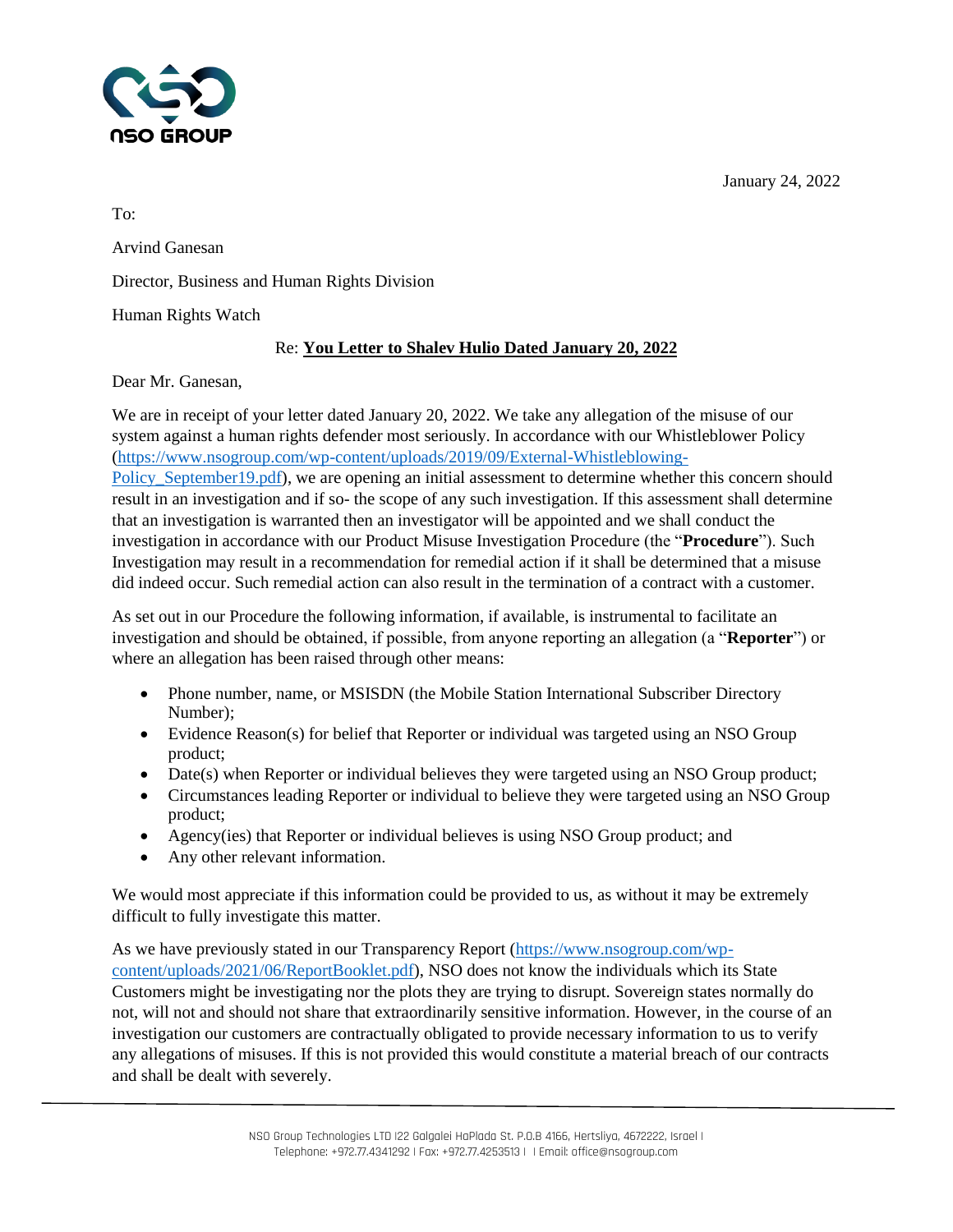NSO GROUP

January 24, 2022

To:

Arvind Ganesan

Director, Business and Human Rights Division

Human Rights Watch

Re: **You Letter to Shalev Hulio Dated January 20, 2022**

Dear Mr. Ganesan,

We are in receipt of your letter dated January 20, 2022. We take any allegation of the misuse of our system against a human rights defender most seriously. In accordance with our Whistleblower Policy (https://www.nsogroup.com/wp-content/uploads/2019/09/External-Whistleblowing-Policy_September19.pdf), we are opening an initial assessment to determine whether this concern should result in an investigation and if so- the scope of any such investigation. If this assessment shall determine that an investigation is warranted then an investigator will be appointed and we shall conduct the investigation in accordance with our Product Misuse Investigation Procedure (the "**Procedure**"). Such Investigation may result in a recommendation for remedial action if it shall be determined that a misuse did indeed occur. Such remedial action can also result in the termination of a contract with a customer.

As set out in our Procedure the following information, if available, is instrumental to facilitate an investigation and should be obtained, if possible, from anyone reporting an allegation (a "**Reporter**") or where an allegation has been raised through other means:

- Phone number, name, or MSISDN (the Mobile Station International Subscriber Directory Number);
- Evidence Reason(s) for belief that Reporter or individual was targeted using an NSO Group product;
- Date(s) when Reporter or individual believes they were targeted using an NSO Group product;
- Circumstances leading Reporter or individual to believe they were targeted using an NSO Group product;
- Agency(ies) that Reporter or individual believes is using NSO Group product; and
- Any other relevant information.

We would most appreciate if this information could be provided to us, as without it may be extremely difficult to fully investigate this matter.

As we have previously stated in our Transparency Report (https://www.nsogroup.com/wp-content/uploads/2021/06/ReportBooklet.pdf), NSO does not know the individuals which its State Customers might be investigating nor the plots they are trying to disrupt. Sovereign states normally do not, will not and should not share that extraordinarily sensitive information. However, in the course of an investigation our customers are contractually obligated to provide necessary information to us to verify any allegations of misuses. If this is not provided this would constitute a material breach of our contracts and shall be dealt with severely.

NSO Group Technologies LTD |22 Galgalei HaPlada St. P.O.B 4166, Hertsliya, 4672222, Israel |
Telephone: +972.77.4341292 | Fax: +972.77.4253513 | | Email: office@nsogroup.com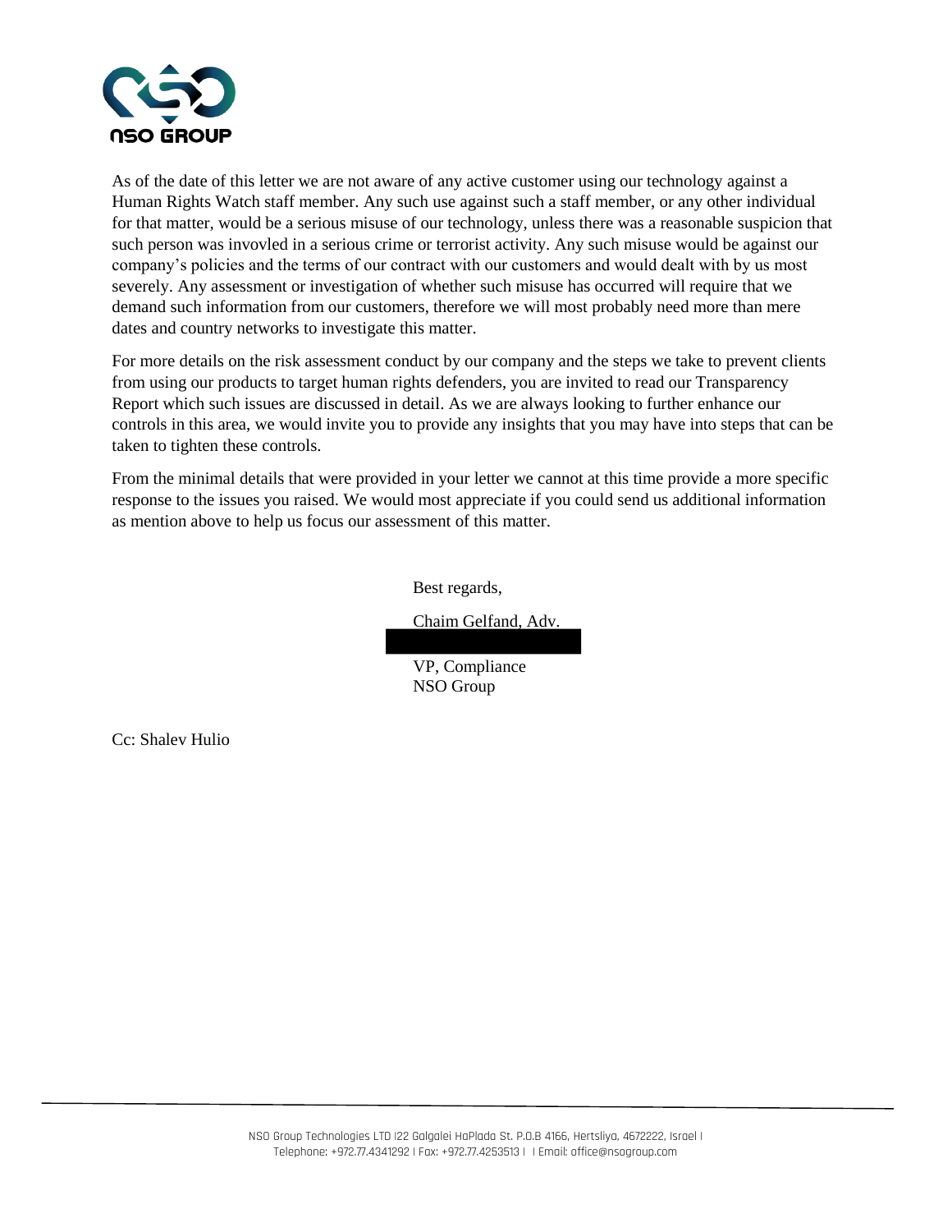As of the date of this letter we are not aware of any active customer using our technology against a Human Rights Watch staff member. Any such use against such a staff member, or any other individual for that matter, would be a serious misuse of our technology, unless there was a reasonable suspicion that such person was invovled in a serious crime or terrorist activity. Any such misuse would be against our company's policies and the terms of our contract with our customers and would dealt with by us most severely. Any assessment or investigation of whether such misuse has occurred will require that we demand such information from our customers, therefore we will most probably need more than mere dates and country networks to investigate this matter.

For more details on the risk assessment conduct by our company and the steps we take to prevent clients from using our products to target human rights defenders, you are invited to read our Transparency Report which such issues are discussed in detail. As we are always looking to further enhance our controls in this area, we would invite you to provide any insights that you may have into steps that can be taken to tighten these controls.

From the minimal details that were provided in your letter we cannot at this time provide a more specific response to the issues you raised. We would most appreciate if you could send us additional information as mention above to help us focus our assessment of this matter.

Best regards,

Chaim Gelfand, Adv.

VP, Compliance
NSO Group

Cc: Shalev Hulio